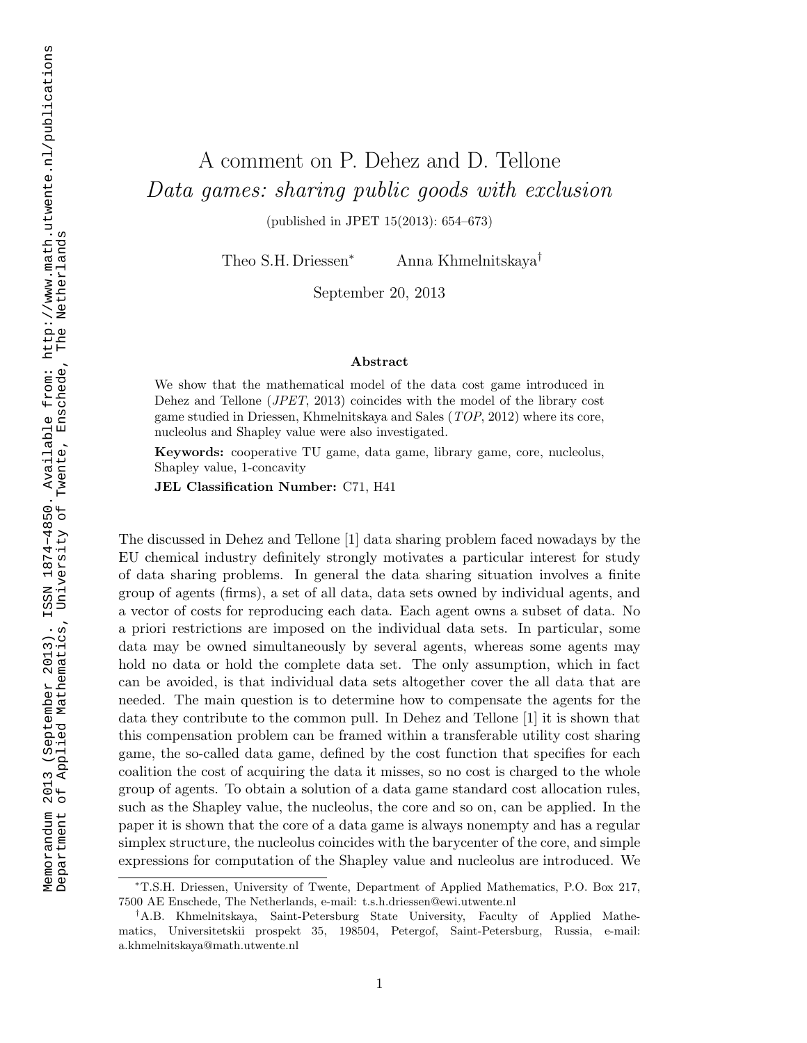# A comment on P. Dehez and D. Tellone *Data games: sharing public goods with exclusion*

(published in JPET 15(2013): 654–673)

Theo S.H. Driessen* Anna Khmelnitskaya†

September 20, 2013

### Abstract

We show that the mathematical model of the data cost game introduced in Dehez and Tellone (*JPET*, 2013) coincides with the model of the library cost game studied in Driessen, Khmelnitskaya and Sales (*TOP*, 2012) where its core, nucleolus and Shapley value were also investigated.

**Keywords:** cooperative TU game, data game, library game, core, nucleolus, Shapley value, 1-concavity

**JEL Classification Number:** C71, H41

The discussed in Dehez and Tellone [1] data sharing problem faced nowadays by the EU chemical industry definitely strongly motivates a particular interest for study of data sharing problems. In general the data sharing situation involves a finite group of agents (firms), a set of all data, data sets owned by individual agents, and a vector of costs for reproducing each data. Each agent owns a subset of data. No a priori restrictions are imposed on the individual data sets. In particular, some data may be owned simultaneously by several agents, whereas some agents may hold no data or hold the complete data set. The only assumption, which in fact can be avoided, is that individual data sets altogether cover the all data that are needed. The main question is to determine how to compensate the agents for the data they contribute to the common pull. In Dehez and Tellone [1] it is shown that this compensation problem can be framed within a transferable utility cost sharing game, the so-called data game, defined by the cost function that specifies for each coalition the cost of acquiring the data it misses, so no cost is charged to the whole group of agents. To obtain a solution of a data game standard cost allocation rules, such as the Shapley value, the nucleolus, the core and so on, can be applied. In the paper it is shown that the core of a data game is always nonempty and has a regular simplex structure, the nucleolus coincides with the barycenter of the core, and simple expressions for computation of the Shapley value and nucleolus are introduced. We

---

*T.S.H. Driessen, University of Twente, Department of Applied Mathematics, P.O. Box 217, 7500 AE Enschede, The Netherlands, e-mail: t.s.h.driessen@ewi.utwente.nl

†A.B. Khmelnitskaya, Saint-Petersburg State University, Faculty of Applied Mathematics, Universitetskii prospekt 35, 198504, Petergof, Saint-Petersburg, Russia, e-mail: a.khmelnitskaya@math.utwente.nl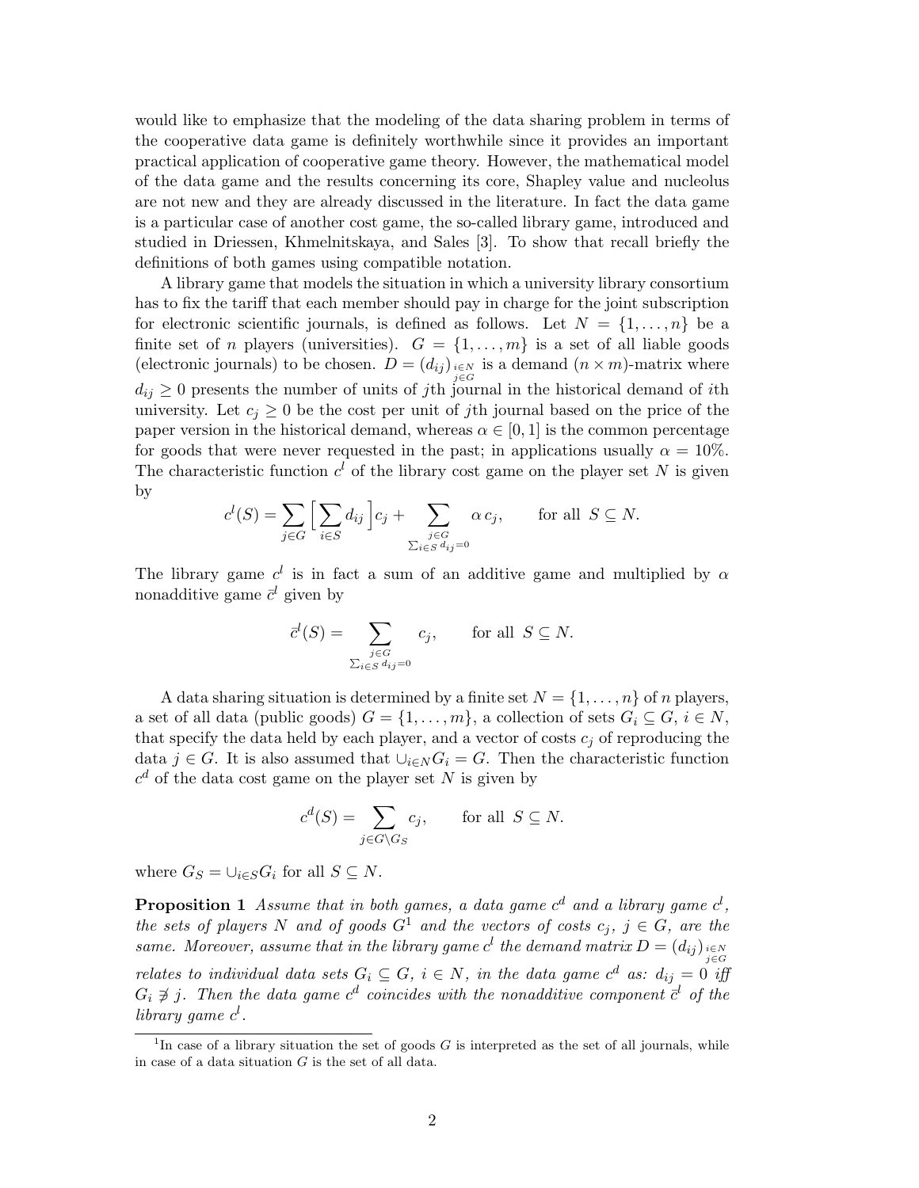would like to emphasize that the modeling of the data sharing problem in terms of the cooperative data game is definitely worthwhile since it provides an important practical application of cooperative game theory. However, the mathematical model of the data game and the results concerning its core, Shapley value and nucleolus are not new and they are already discussed in the literature. In fact the data game is a particular case of another cost game, the so-called library game, introduced and studied in Driessen, Khmelnitskaya, and Sales [3]. To show that recall briefly the definitions of both games using compatible notation.

A library game that models the situation in which a university library consortium has to fix the tariff that each member should pay in charge for the joint subscription for electronic scientific journals, is defined as follows. Let $N = \{1, \dots, n\}$ be a finite set of $n$ players (universities). $G = \{1, \dots, m\}$ is a set of all liable goods (electronic journals) to be chosen. $D = (d_{ij})_{\substack{i \in N \\ j \in G}}$ is a demand $(n \times m)$-matrix where $d_{ij} \geq 0$ presents the number of units of $j$th journal in the historical demand of $i$th university. Let $c_j \geq 0$ be the cost per unit of $j$th journal based on the price of the paper version in the historical demand, whereas $\alpha \in [0, 1]$ is the common percentage for goods that were never requested in the past; in applications usually $\alpha = 10\%$. The characteristic function $c^l$ of the library cost game on the player set $N$ is given by

$$c^l(S) = \sum_{j \in G} \Big[ \sum_{i \in S} d_{ij} \Big] c_j + \sum_{\substack{j \in G \\ \sum_{i \in S} d_{ij} = 0}} \alpha \, c_j, \qquad \text{for all } \; S \subseteq N.$$

The library game $c^l$ is in fact a sum of an additive game and multiplied by $\alpha$ nonadditive game $\bar{c}^l$ given by

$$\bar{c}^l(S) = \sum_{\substack{j \in G \\ \sum_{i \in S} d_{ij} = 0}} c_j, \qquad \text{for all } \; S \subseteq N.$$

A data sharing situation is determined by a finite set $N = \{1, \dots, n\}$ of $n$ players, a set of all data (public goods) $G = \{1, \dots, m\}$, a collection of sets $G_i \subseteq G$, $i \in N$, that specify the data held by each player, and a vector of costs $c_j$ of reproducing the data $j \in G$. It is also assumed that $\cup_{i \in N} G_i = G$. Then the characteristic function $c^d$ of the data cost game on the player set $N$ is given by

$$c^d(S) = \sum_{j \in G \setminus G_S} c_j, \qquad \text{for all } \; S \subseteq N.$$

where $G_S = \cup_{i \in S} G_i$ for all $S \subseteq N$.

**Proposition 1** *Assume that in both games, a data game $c^d$ and a library game $c^l$, the sets of players $N$ and of goods $G$*[1] *and the vectors of costs $c_j$, $j \in G$, are the same. Moreover, assume that in the library game $c^l$ the demand matrix $D = (d_{ij})_{\substack{i \in N \\ j \in G}}$ relates to individual data sets $G_i \subseteq G$, $i \in N$, in the data game $c^d$ as: $d_{ij} = 0$ iff $G_i \not\ni j$. Then the data game $c^d$ coincides with the nonadditive component $\bar{c}^l$ of the library game $c^l$.*

[1] In case of a library situation the set of goods $G$ is interpreted as the set of all journals, while in case of a data situation $G$ is the set of all data.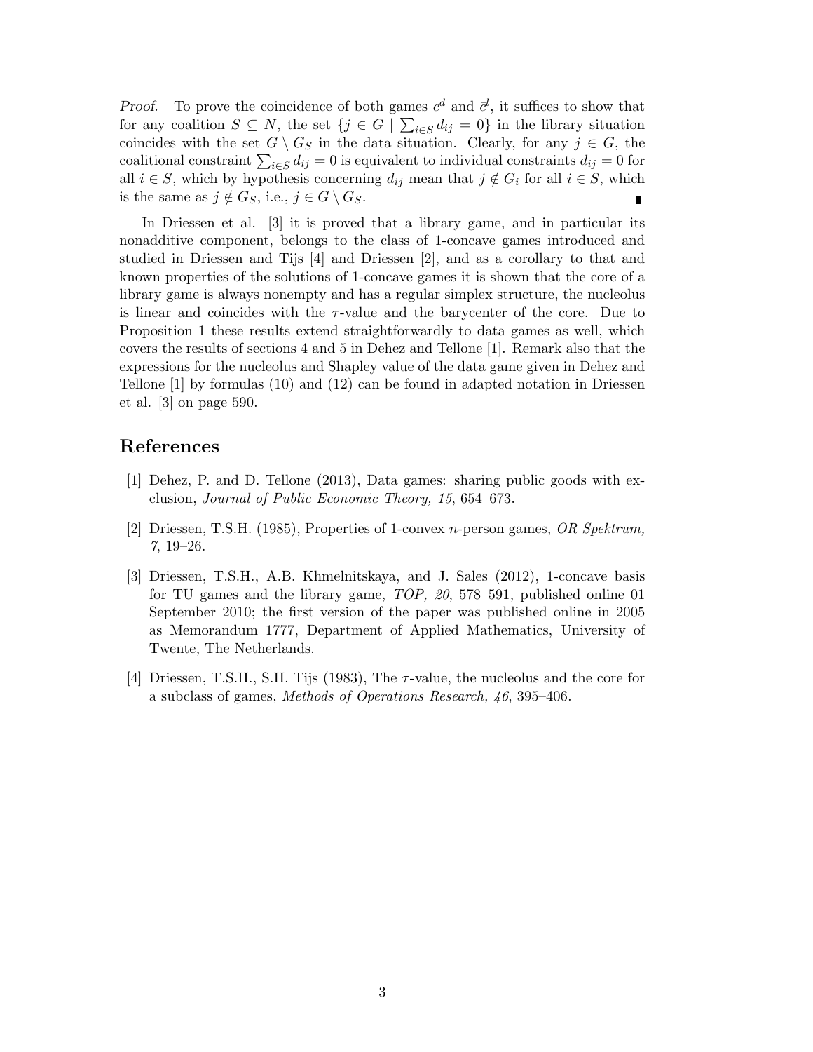*Proof.* To prove the coincidence of both games $c^d$ and $\bar{c}^l$, it suffices to show that for any coalition $S \subseteq N$, the set $\{j \in G \mid \sum_{i \in S} d_{ij} = 0\}$ in the library situation coincides with the set $G \setminus G_S$ in the data situation. Clearly, for any $j \in G$, the coalitional constraint $\sum_{i \in S} d_{ij} = 0$ is equivalent to individual constraints $d_{ij} = 0$ for all $i \in S$, which by hypothesis concerning $d_{ij}$ mean that $j \notin G_i$ for all $i \in S$, which is the same as $j \notin G_S$, i.e., $j \in G \setminus G_S$. ∎

In Driessen et al. [3] it is proved that a library game, and in particular its nonadditive component, belongs to the class of 1-concave games introduced and studied in Driessen and Tijs [4] and Driessen [2], and as a corollary to that and known properties of the solutions of 1-concave games it is shown that the core of a library game is always nonempty and has a regular simplex structure, the nucleolus is linear and coincides with the $\tau$-value and the barycenter of the core. Due to Proposition 1 these results extend straightforwardly to data games as well, which covers the results of sections 4 and 5 in Dehez and Tellone [1]. Remark also that the expressions for the nucleolus and Shapley value of the data game given in Dehez and Tellone [1] by formulas (10) and (12) can be found in adapted notation in Driessen et al. [3] on page 590.

## References

[1] Dehez, P. and D. Tellone (2013), Data games: sharing public goods with exclusion, *Journal of Public Economic Theory, 15*, 654–673.

[2] Driessen, T.S.H. (1985), Properties of 1-convex $n$-person games, *OR Spektrum, 7*, 19–26.

[3] Driessen, T.S.H., A.B. Khmelnitskaya, and J. Sales (2012), 1-concave basis for TU games and the library game, *TOP, 20*, 578–591, published online 01 September 2010; the first version of the paper was published online in 2005 as Memorandum 1777, Department of Applied Mathematics, University of Twente, The Netherlands.

[4] Driessen, T.S.H., S.H. Tijs (1983), The $\tau$-value, the nucleolus and the core for a subclass of games, *Methods of Operations Research, 46*, 395–406.